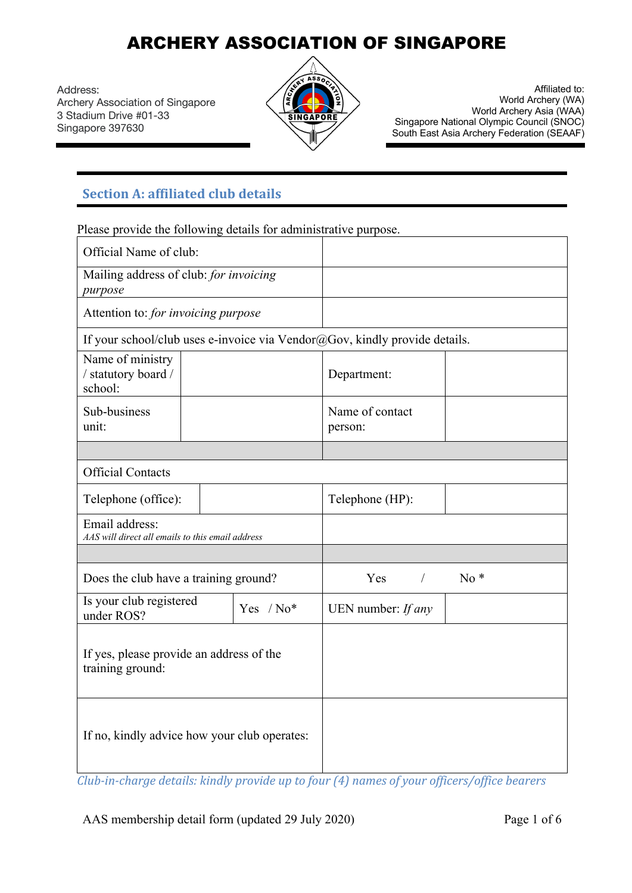# ARCHERY ASSOCIATION OF SINGAPORE

Address:
Archery Association of Singapore
3 Stadium Drive #01-33
Singapore 397630

Affiliated to:
World Archery (WA)
World Archery Asia (WAA)
Singapore National Olympic Council (SNOC)
South East Asia Archery Federation (SEAAF)

## Section A: affiliated club details

Please provide the following details for administrative purpose.

| | | | |
|---|---|---|---|
| Official Name of club: | | | |
| Mailing address of club: *for invoicing purpose* | | | |
| Attention to: *for invoicing purpose* | | | |
| If your school/club uses e-invoice via Vendor@Gov, kindly provide details. | | | |
| Name of ministry / statutory board / school: | | Department: | |
| Sub-business unit: | | Name of contact person: | |
| | | | |
| Official Contacts | | | |
| Telephone (office): | | Telephone (HP): | |
| Email address: *AAS will direct all emails to this email address* | | | |
| | | | |
| Does the club have a training ground? | | Yes / No * | |
| Is your club registered under ROS? | Yes / No* | UEN number: *If any* | |
| If yes, please provide an address of the training ground: | | | |
| If no, kindly advice how your club operates: | | | |

*Club-in-charge details: kindly provide up to four (4) names of your officers/office bearers*

AAS membership detail form (updated 29 July 2020)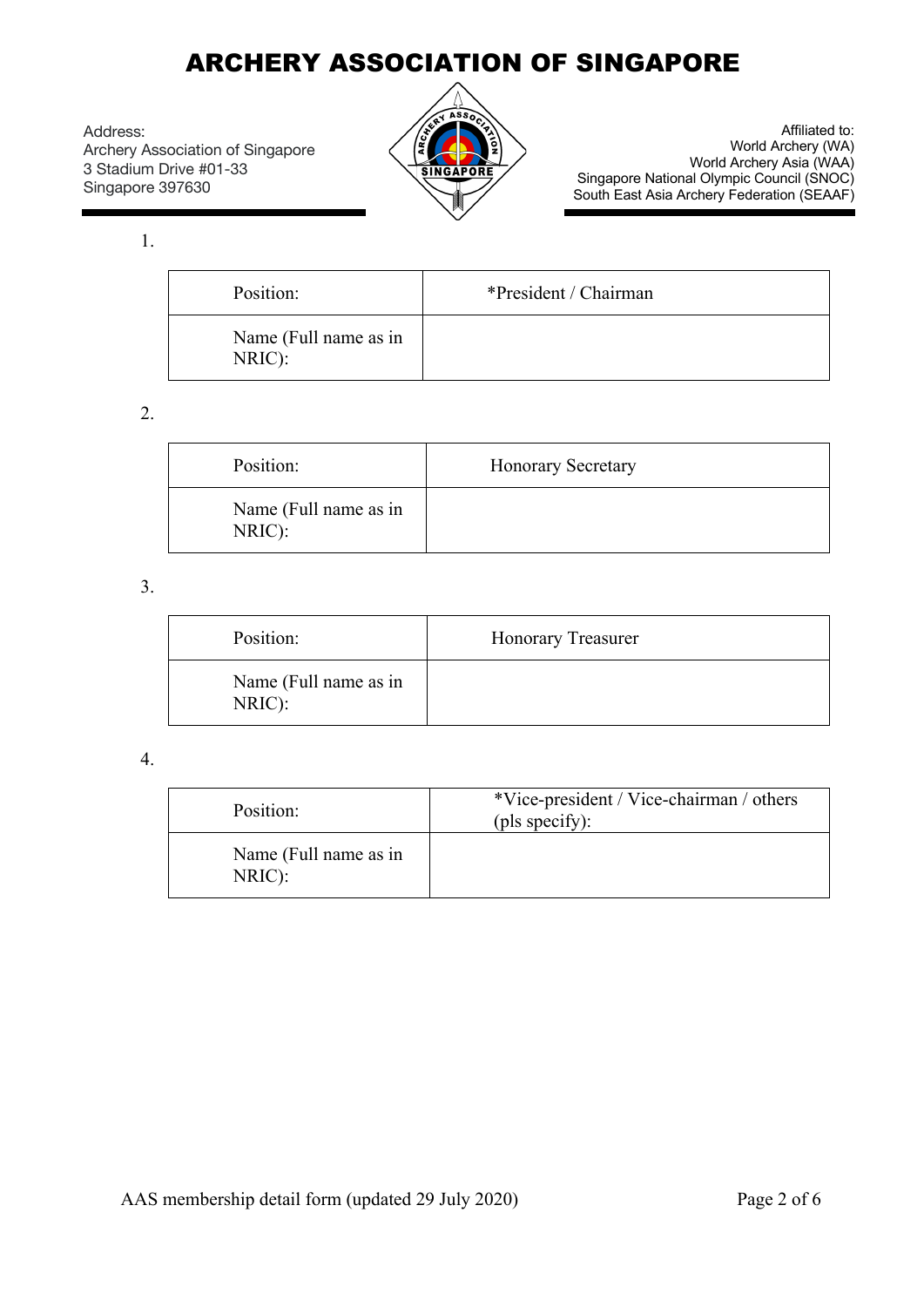# ARCHERY ASSOCIATION OF SINGAPORE

Address:
Archery Association of Singapore
3 Stadium Drive #01-33
Singapore 397630

Affiliated to:
World Archery (WA)
World Archery Asia (WAA)
Singapore National Olympic Council (SNOC)
South East Asia Archery Federation (SEAAF)

1.

| Position: | *President / Chairman |
| --- | --- |
| Name (Full name as in NRIC): | |

2.

| Position: | Honorary Secretary |
| --- | --- |
| Name (Full name as in NRIC): | |

3.

| Position: | Honorary Treasurer |
| --- | --- |
| Name (Full name as in NRIC): | |

4.

| Position: | *Vice-president / Vice-chairman / others (pls specify): |
| --- | --- |
| Name (Full name as in NRIC): | |

AAS membership detail form (updated 29 July 2020)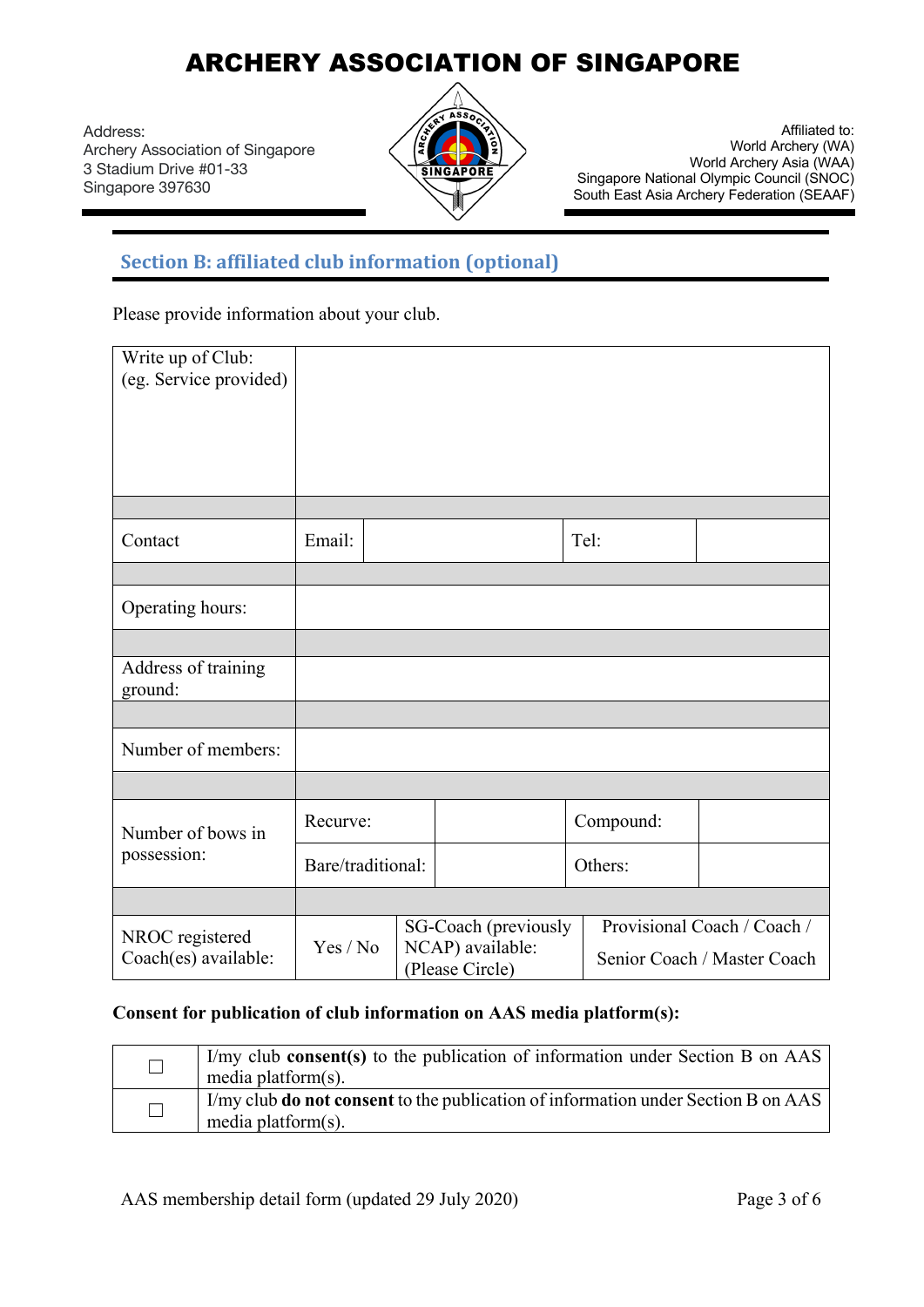# ARCHERY ASSOCIATION OF SINGAPORE

Address:
Archery Association of Singapore
3 Stadium Drive #01-33
Singapore 397630

Affiliated to:
World Archery (WA)
World Archery Asia (WAA)
Singapore National Olympic Council (SNOC)
South East Asia Archery Federation (SEAAF)

## Section B: affiliated club information (optional)

Please provide information about your club.

| | | | | | |
|---|---|---|---|---|---|
| Write up of Club: (eg. Service provided) | | | | | |
| | | | | | |
| Contact | Email: | | Tel: | | |
| | | | | | |
| Operating hours: | | | | | |
| | | | | | |
| Address of training ground: | | | | | |
| | | | | | |
| Number of members: | | | | | |
| | | | | | |
| Number of bows in possession: | Recurve: | | Compound: | | |
| | Bare/traditional: | | Others: | | |
| | | | | | |
| NROC registered Coach(es) available: | Yes / No | SG-Coach (previously NCAP) available: (Please Circle) | Provisional Coach / Coach / Senior Coach / Master Coach | | |

**Consent for publication of club information on AAS media platform(s):**

| | |
|---|---|
| ☐ | I/my club **consent(s)** to the publication of information under Section B on AAS media platform(s). |
| ☐ | I/my club **do not consent** to the publication of information under Section B on AAS media platform(s). |

AAS membership detail form (updated 29 July 2020)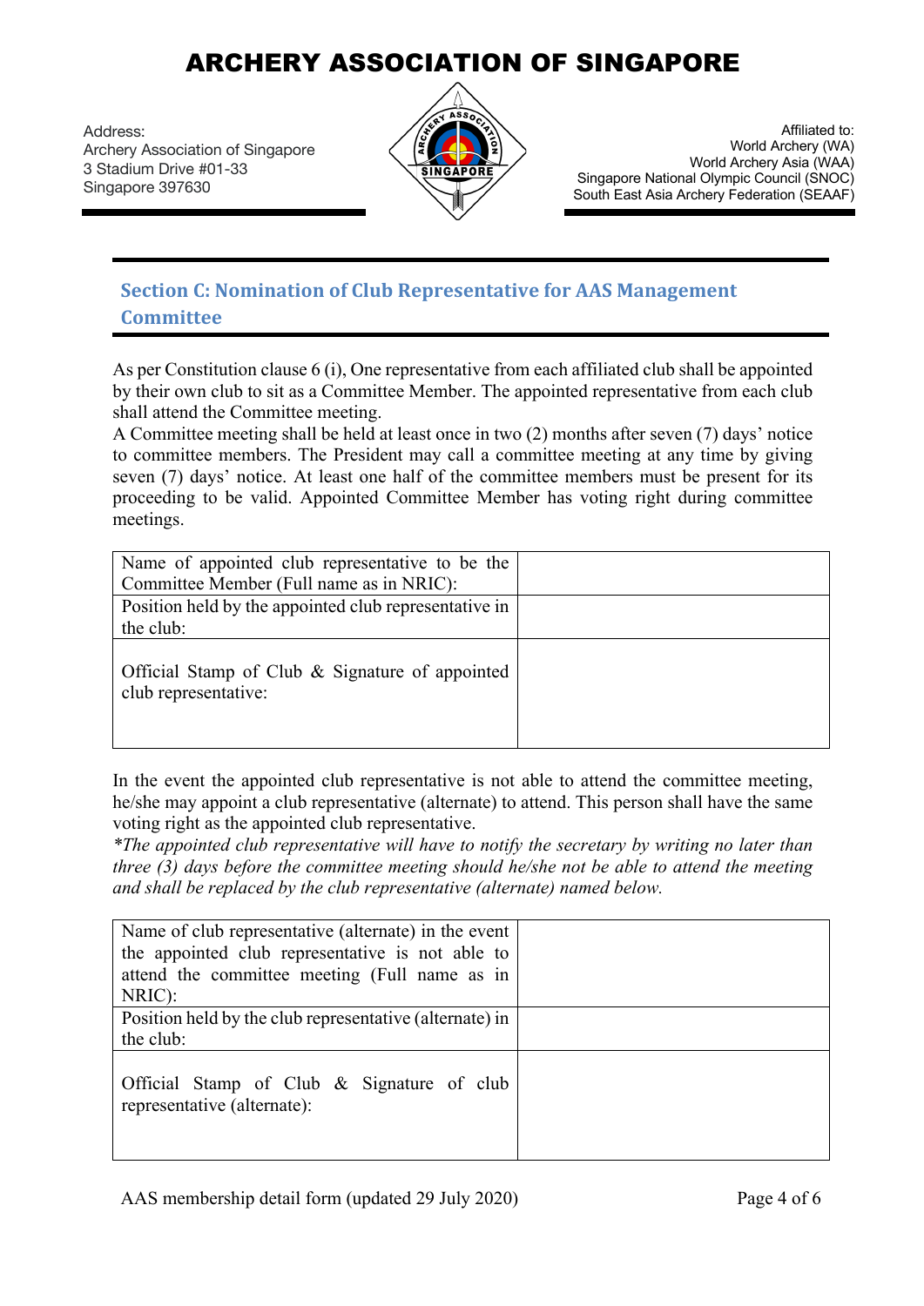# ARCHERY ASSOCIATION OF SINGAPORE

Address:
Archery Association of Singapore
3 Stadium Drive #01-33
Singapore 397630

Affiliated to:
World Archery (WA)
World Archery Asia (WAA)
Singapore National Olympic Council (SNOC)
South East Asia Archery Federation (SEAAF)

## Section C: Nomination of Club Representative for AAS Management Committee

As per Constitution clause 6 (i), One representative from each affiliated club shall be appointed by their own club to sit as a Committee Member. The appointed representative from each club shall attend the Committee meeting.
A Committee meeting shall be held at least once in two (2) months after seven (7) days' notice to committee members. The President may call a committee meeting at any time by giving seven (7) days' notice. At least one half of the committee members must be present for its proceeding to be valid. Appointed Committee Member has voting right during committee meetings.

| | |
|---|---|
| Name of appointed club representative to be the Committee Member (Full name as in NRIC): | |
| Position held by the appointed club representative in the club: | |
| Official Stamp of Club & Signature of appointed club representative: | |

In the event the appointed club representative is not able to attend the committee meeting, he/she may appoint a club representative (alternate) to attend. This person shall have the same voting right as the appointed club representative.
*\*The appointed club representative will have to notify the secretary by writing no later than three (3) days before the committee meeting should he/she not be able to attend the meeting and shall be replaced by the club representative (alternate) named below.*

| | |
|---|---|
| Name of club representative (alternate) in the event the appointed club representative is not able to attend the committee meeting (Full name as in NRIC): | |
| Position held by the club representative (alternate) in the club: | |
| Official Stamp of Club & Signature of club representative (alternate): | |

AAS membership detail form (updated 29 July 2020)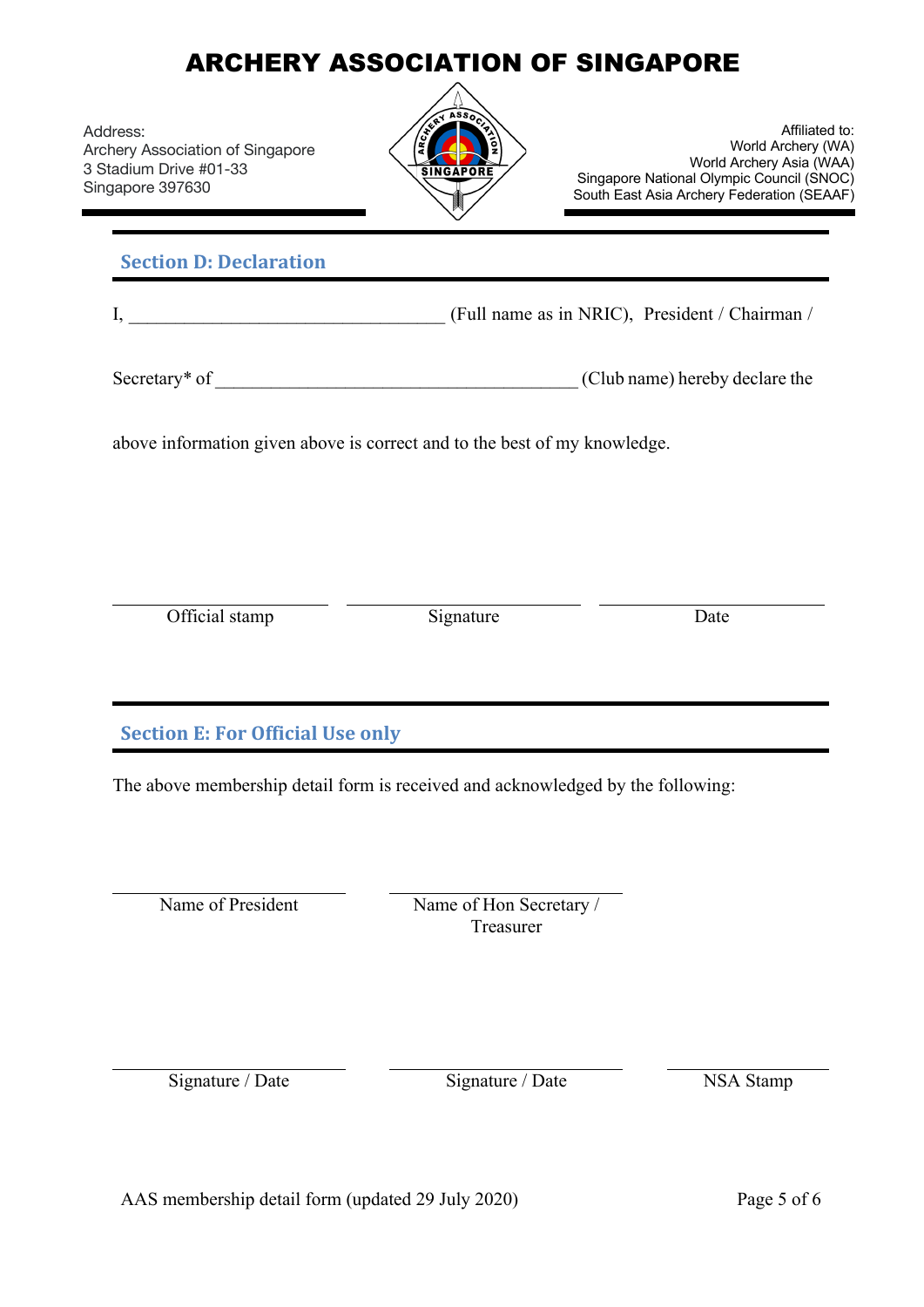# ARCHERY ASSOCIATION OF SINGAPORE

Address:
Archery Association of Singapore
3 Stadium Drive #01-33
Singapore 397630

Affiliated to:
World Archery (WA)
World Archery Asia (WAA)
Singapore National Olympic Council (SNOC)
South East Asia Archery Federation (SEAAF)

## Section D: Declaration

I, _________________________________ (Full name as in NRIC), President / Chairman /

Secretary* of ______________________________________ (Club name) hereby declare the

above information given above is correct and to the best of my knowledge.

| ____________________ | ____________________ | ____________________ |
|---|---|---|
| Official stamp | Signature | Date |

## Section E: For Official Use only

The above membership detail form is received and acknowledged by the following:

| ____________________ | ____________________ | |
|---|---|---|
| Name of President | Name of Hon Secretary / Treasurer | |
| ____________________ | ____________________ | ____________________ |
| Signature / Date | Signature / Date | NSA Stamp |

AAS membership detail form (updated 29 July 2020)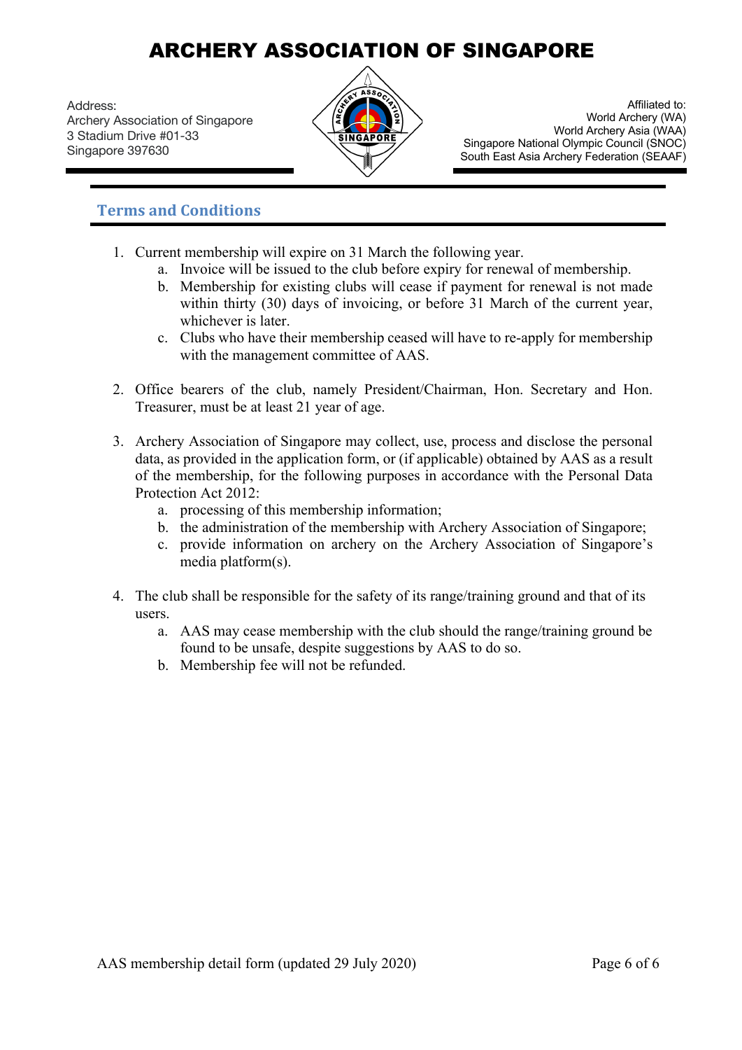# ARCHERY ASSOCIATION OF SINGAPORE

Address:
Archery Association of Singapore
3 Stadium Drive #01-33
Singapore 397630

Affiliated to:
World Archery (WA)
World Archery Asia (WAA)
Singapore National Olympic Council (SNOC)
South East Asia Archery Federation (SEAAF)

## Terms and Conditions

1. Current membership will expire on 31 March the following year.
   a. Invoice will be issued to the club before expiry for renewal of membership.
   b. Membership for existing clubs will cease if payment for renewal is not made within thirty (30) days of invoicing, or before 31 March of the current year, whichever is later.
   c. Clubs who have their membership ceased will have to re-apply for membership with the management committee of AAS.

2. Office bearers of the club, namely President/Chairman, Hon. Secretary and Hon. Treasurer, must be at least 21 year of age.

3. Archery Association of Singapore may collect, use, process and disclose the personal data, as provided in the application form, or (if applicable) obtained by AAS as a result of the membership, for the following purposes in accordance with the Personal Data Protection Act 2012:
   a. processing of this membership information;
   b. the administration of the membership with Archery Association of Singapore;
   c. provide information on archery on the Archery Association of Singapore's media platform(s).

4. The club shall be responsible for the safety of its range/training ground and that of its users.
   a. AAS may cease membership with the club should the range/training ground be found to be unsafe, despite suggestions by AAS to do so.
   b. Membership fee will not be refunded.

AAS membership detail form (updated 29 July 2020)